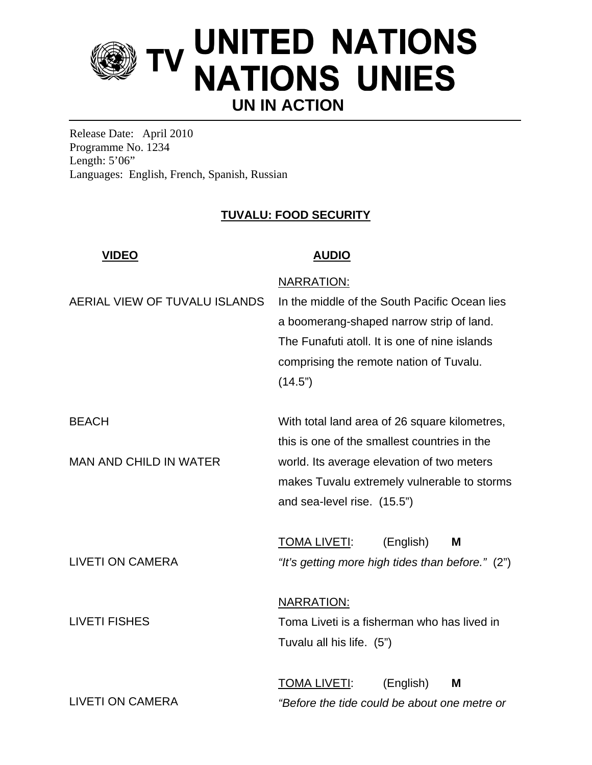# UNITED NATIONS NATIONS UNIES

TV

**UN IN ACTION**

Release Date: April 2010
Programme No. 1234
Length: 5'06"
Languages: English, French, Spanish, Russian

## TUVALU: FOOD SECURITY

| VIDEO | AUDIO |
| --- | --- |
| | NARRATION: |
| AERIAL VIEW OF TUVALU ISLANDS | In the middle of the South Pacific Ocean lies a boomerang-shaped narrow strip of land. The Funafuti atoll. It is one of nine islands comprising the remote nation of Tuvalu. (14.5") |
| BEACH | With total land area of 26 square kilometres, this is one of the smallest countries in the |
| MAN AND CHILD IN WATER | world. Its average elevation of two meters makes Tuvalu extremely vulnerable to storms and sea-level rise. (15.5") |
| | TOMA LIVETI: (English) **M** |
| LIVETI ON CAMERA | *"It's getting more high tides than before."* (2") |
| | NARRATION: |
| LIVETI FISHES | Toma Liveti is a fisherman who has lived in Tuvalu all his life. (5") |
| | TOMA LIVETI: (English) **M** |
| LIVETI ON CAMERA | *"Before the tide could be about one metre or* |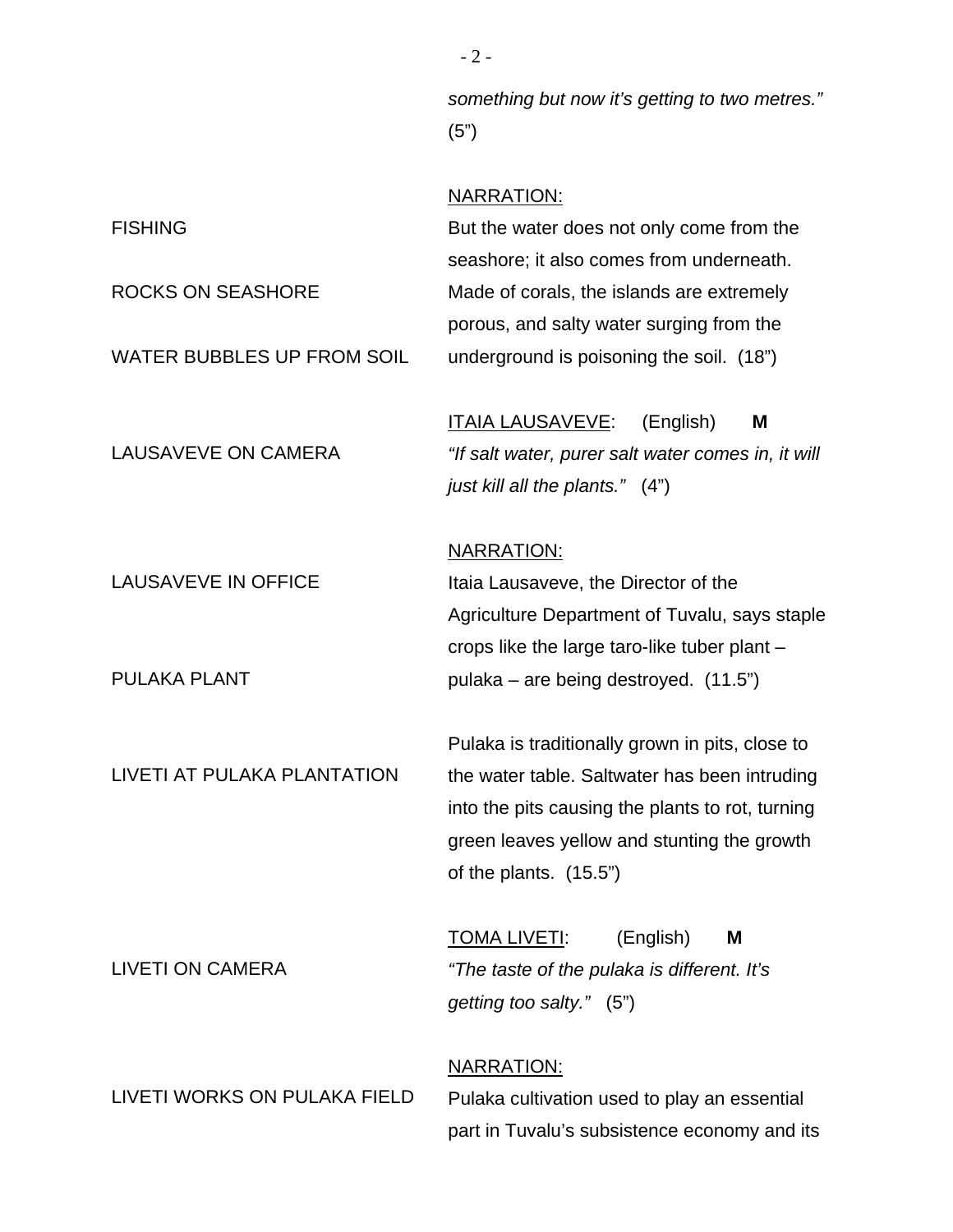| | |
|---|---|
| | *something but now it's getting to two metres."* (5") |
| | NARRATION: |
| FISHING | But the water does not only come from the seashore; it also comes from underneath. |
| ROCKS ON SEASHORE | Made of corals, the islands are extremely porous, and salty water surging from the |
| WATER BUBBLES UP FROM SOIL | underground is poisoning the soil. (18") |
| | ITAIA LAUSAVEVE: (English) **M** |
| LAUSAVEVE ON CAMERA | *"If salt water, purer salt water comes in, it will just kill all the plants."* (4") |
| | NARRATION: |
| LAUSAVEVE IN OFFICE | Itaia Lausaveve, the Director of the Agriculture Department of Tuvalu, says staple crops like the large taro-like tuber plant – |
| PULAKA PLANT | pulaka – are being destroyed. (11.5") |
| LIVETI AT PULAKA PLANTATION | Pulaka is traditionally grown in pits, close to the water table. Saltwater has been intruding into the pits causing the plants to rot, turning green leaves yellow and stunting the growth of the plants. (15.5") |
| | TOMA LIVETI: (English) **M** |
| LIVETI ON CAMERA | *"The taste of the pulaka is different. It's getting too salty."* (5") |
| | NARRATION: |
| LIVETI WORKS ON PULAKA FIELD | Pulaka cultivation used to play an essential part in Tuvalu's subsistence economy and its |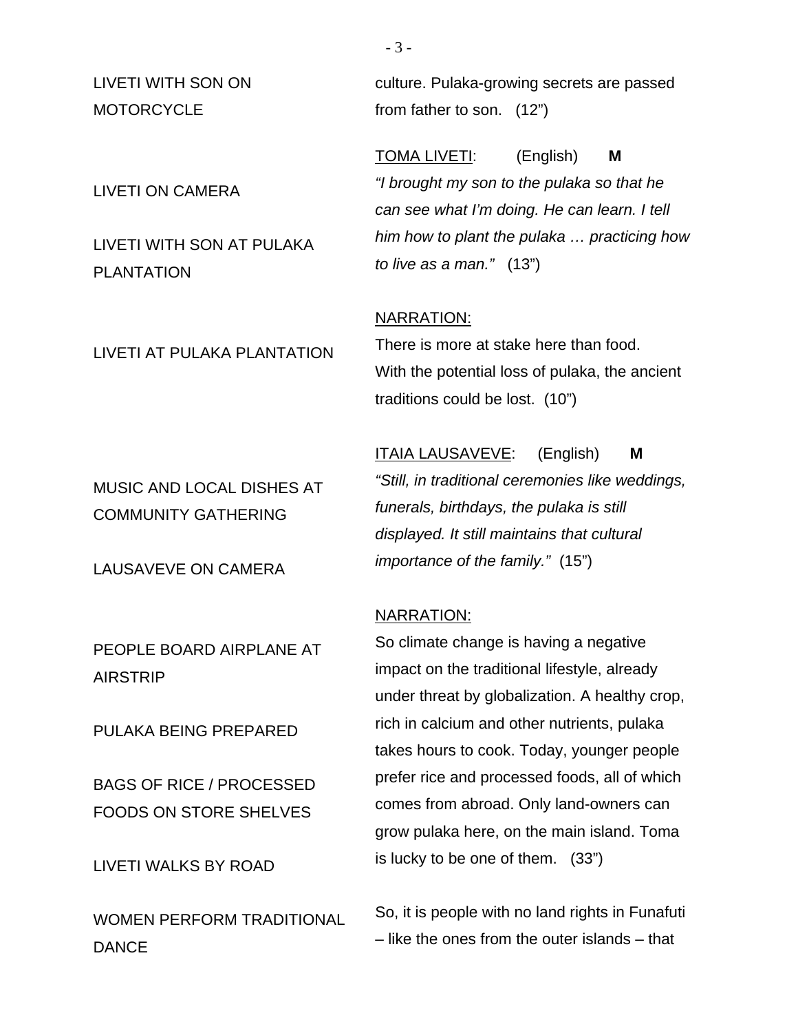| | |
|---|---|
| LIVETI WITH SON ON MOTORCYCLE | culture. Pulaka-growing secrets are passed from father to son. (12") |
| LIVETI ON CAMERA<br><br>LIVETI WITH SON AT PULAKA PLANTATION | <u>TOMA LIVETI</u>: (English) **M**<br>*"I brought my son to the pulaka so that he can see what I'm doing. He can learn. I tell him how to plant the pulaka … practicing how to live as a man."* (13") |
| LIVETI AT PULAKA PLANTATION | <u>NARRATION:</u><br>There is more at stake here than food. With the potential loss of pulaka, the ancient traditions could be lost. (10") |
| MUSIC AND LOCAL DISHES AT COMMUNITY GATHERING<br><br>LAUSAVEVE ON CAMERA | <u>ITAIA LAUSAVEVE</u>: (English) **M**<br>*"Still, in traditional ceremonies like weddings, funerals, birthdays, the pulaka is still displayed. It still maintains that cultural importance of the family."* (15") |
| PEOPLE BOARD AIRPLANE AT AIRSTRIP<br><br>PULAKA BEING PREPARED<br><br>BAGS OF RICE / PROCESSED FOODS ON STORE SHELVES<br><br>LIVETI WALKS BY ROAD | <u>NARRATION:</u><br>So climate change is having a negative impact on the traditional lifestyle, already under threat by globalization. A healthy crop, rich in calcium and other nutrients, pulaka takes hours to cook. Today, younger people prefer rice and processed foods, all of which comes from abroad. Only land-owners can grow pulaka here, on the main island. Toma is lucky to be one of them. (33") |
| WOMEN PERFORM TRADITIONAL DANCE | So, it is people with no land rights in Funafuti – like the ones from the outer islands – that |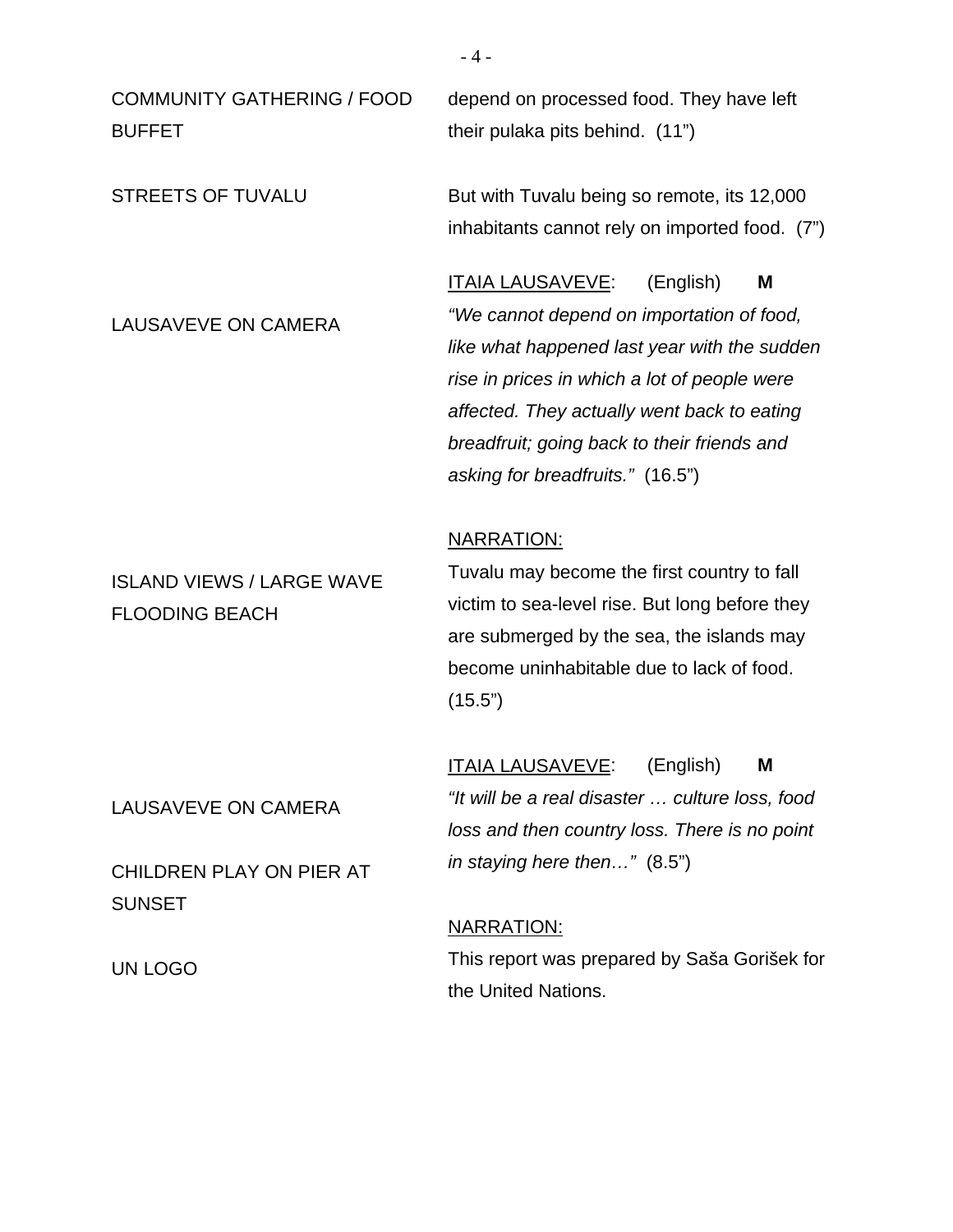| | |
|---|---|
| COMMUNITY GATHERING / FOOD BUFFET | depend on processed food. They have left their pulaka pits behind. (11”) |
| STREETS OF TUVALU | But with Tuvalu being so remote, its 12,000 inhabitants cannot rely on imported food. (7”) |
| LAUSAVEVE ON CAMERA | <u>ITAIA LAUSAVEVE</u>: (English) **M** *“We cannot depend on importation of food, like what happened last year with the sudden rise in prices in which a lot of people were affected. They actually went back to eating breadfruit; going back to their friends and asking for breadfruits.”* (16.5”) |
| ISLAND VIEWS / LARGE WAVE FLOODING BEACH | <u>NARRATION:</u> Tuvalu may become the first country to fall victim to sea-level rise. But long before they are submerged by the sea, the islands may become uninhabitable due to lack of food. (15.5”) |
| LAUSAVEVE ON CAMERA | <u>ITAIA LAUSAVEVE</u>: (English) **M** *“It will be a real disaster … culture loss, food loss and then country loss. There is no point in staying here then…”* (8.5”) |
| CHILDREN PLAY ON PIER AT SUNSET | |
| UN LOGO | <u>NARRATION:</u> This report was prepared by Saša Gorišek for the United Nations. |